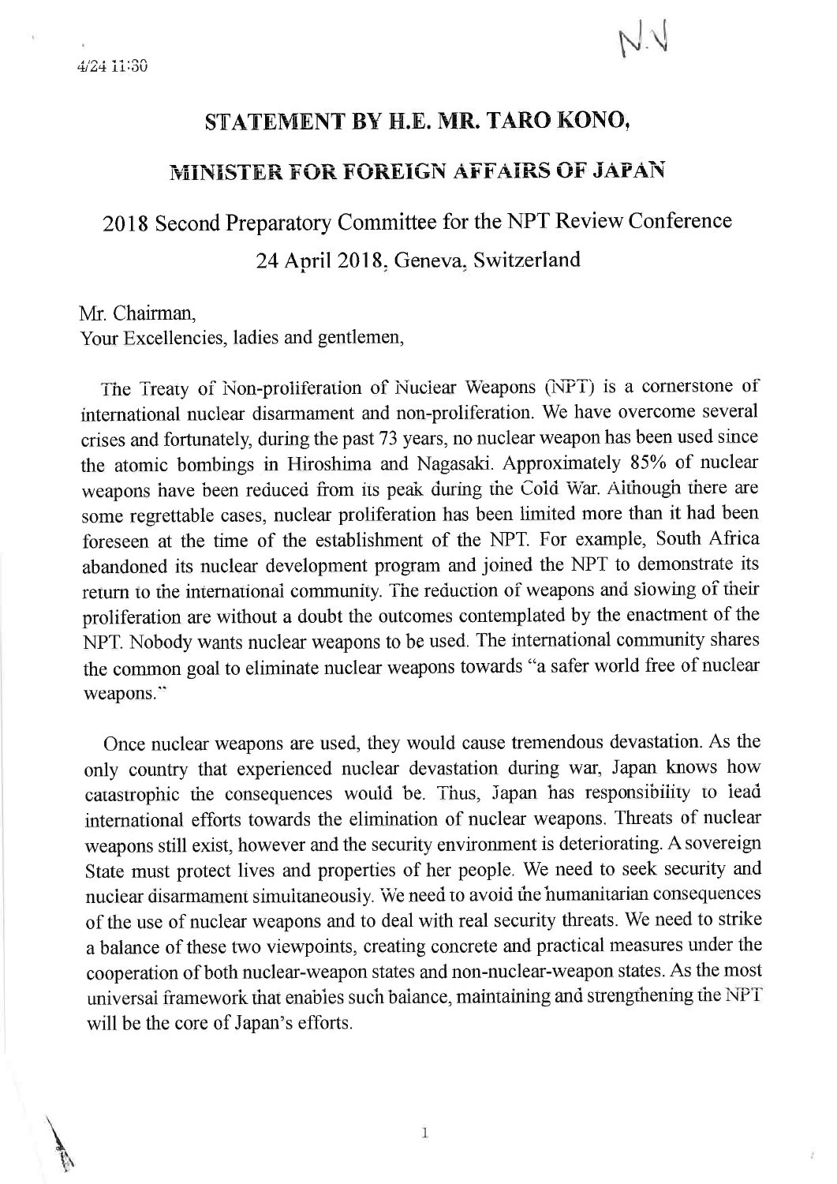4/24 11:30

N.N

# STATEMENT BY H.E. MR. TARO KONO,

## MINISTER FOR FOREIGN AFFAIRS OF JAPAN

2018 Second Preparatory Committee for the NPT Review Conference

24 April 2018, Geneva, Switzerland

Mr. Chairman,
Your Excellencies, ladies and gentlemen,

The Treaty of Non-proliferation of Nuclear Weapons (NPT) is a cornerstone of international nuclear disarmament and non-proliferation. We have overcome several crises and fortunately, during the past 73 years, no nuclear weapon has been used since the atomic bombings in Hiroshima and Nagasaki. Approximately 85% of nuclear weapons have been reduced from its peak during the Cold War. Although there are some regrettable cases, nuclear proliferation has been limited more than it had been foreseen at the time of the establishment of the NPT. For example, South Africa abandoned its nuclear development program and joined the NPT to demonstrate its return to the international community. The reduction of weapons and slowing of their proliferation are without a doubt the outcomes contemplated by the enactment of the NPT. Nobody wants nuclear weapons to be used. The international community shares the common goal to eliminate nuclear weapons towards "a safer world free of nuclear weapons."

Once nuclear weapons are used, they would cause tremendous devastation. As the only country that experienced nuclear devastation during war, Japan knows how catastrophic the consequences would be. Thus, Japan has responsibility to lead international efforts towards the elimination of nuclear weapons. Threats of nuclear weapons still exist, however and the security environment is deteriorating. A sovereign State must protect lives and properties of her people. We need to seek security and nuclear disarmament simultaneously. We need to avoid the humanitarian consequences of the use of nuclear weapons and to deal with real security threats. We need to strike a balance of these two viewpoints, creating concrete and practical measures under the cooperation of both nuclear-weapon states and non-nuclear-weapon states. As the most universal framework that enables such balance, maintaining and strengthening the NPT will be the core of Japan's efforts.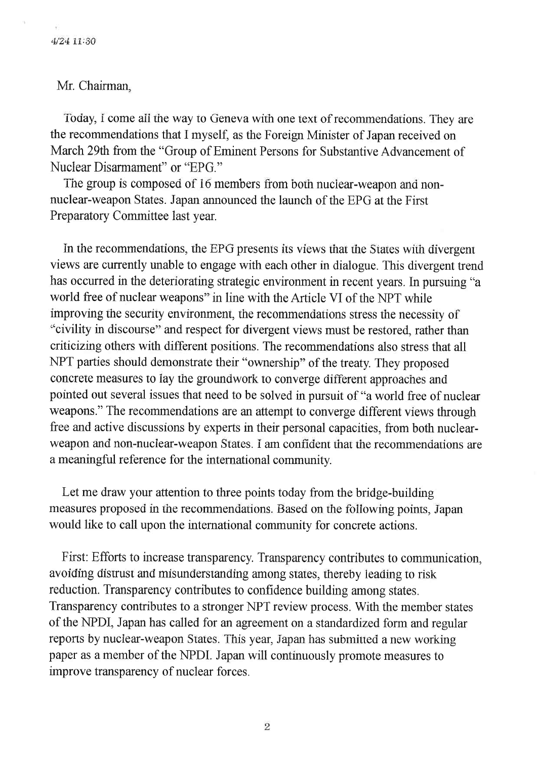Mr. Chairman,

Today, I come all the way to Geneva with one text of recommendations. They are the recommendations that I myself, as the Foreign Minister of Japan received on March 29th from the "Group of Eminent Persons for Substantive Advancement of Nuclear Disarmament" or "EPG."

The group is composed of 16 members from both nuclear-weapon and non-nuclear-weapon States. Japan announced the launch of the EPG at the First Preparatory Committee last year.

In the recommendations, the EPG presents its views that the States with divergent views are currently unable to engage with each other in dialogue. This divergent trend has occurred in the deteriorating strategic environment in recent years. In pursuing "a world free of nuclear weapons" in line with the Article VI of the NPT while improving the security environment, the recommendations stress the necessity of "civility in discourse" and respect for divergent views must be restored, rather than criticizing others with different positions. The recommendations also stress that all NPT parties should demonstrate their "ownership" of the treaty. They proposed concrete measures to lay the groundwork to converge different approaches and pointed out several issues that need to be solved in pursuit of "a world free of nuclear weapons." The recommendations are an attempt to converge different views through free and active discussions by experts in their personal capacities, from both nuclear-weapon and non-nuclear-weapon States. I am confident that the recommendations are a meaningful reference for the international community.

Let me draw your attention to three points today from the bridge-building measures proposed in the recommendations. Based on the following points, Japan would like to call upon the international community for concrete actions.

First: Efforts to increase transparency. Transparency contributes to communication, avoiding distrust and misunderstanding among states, thereby leading to risk reduction. Transparency contributes to confidence building among states. Transparency contributes to a stronger NPT review process. With the member states of the NPDI, Japan has called for an agreement on a standardized form and regular reports by nuclear-weapon States. This year, Japan has submitted a new working paper as a member of the NPDI. Japan will continuously promote measures to improve transparency of nuclear forces.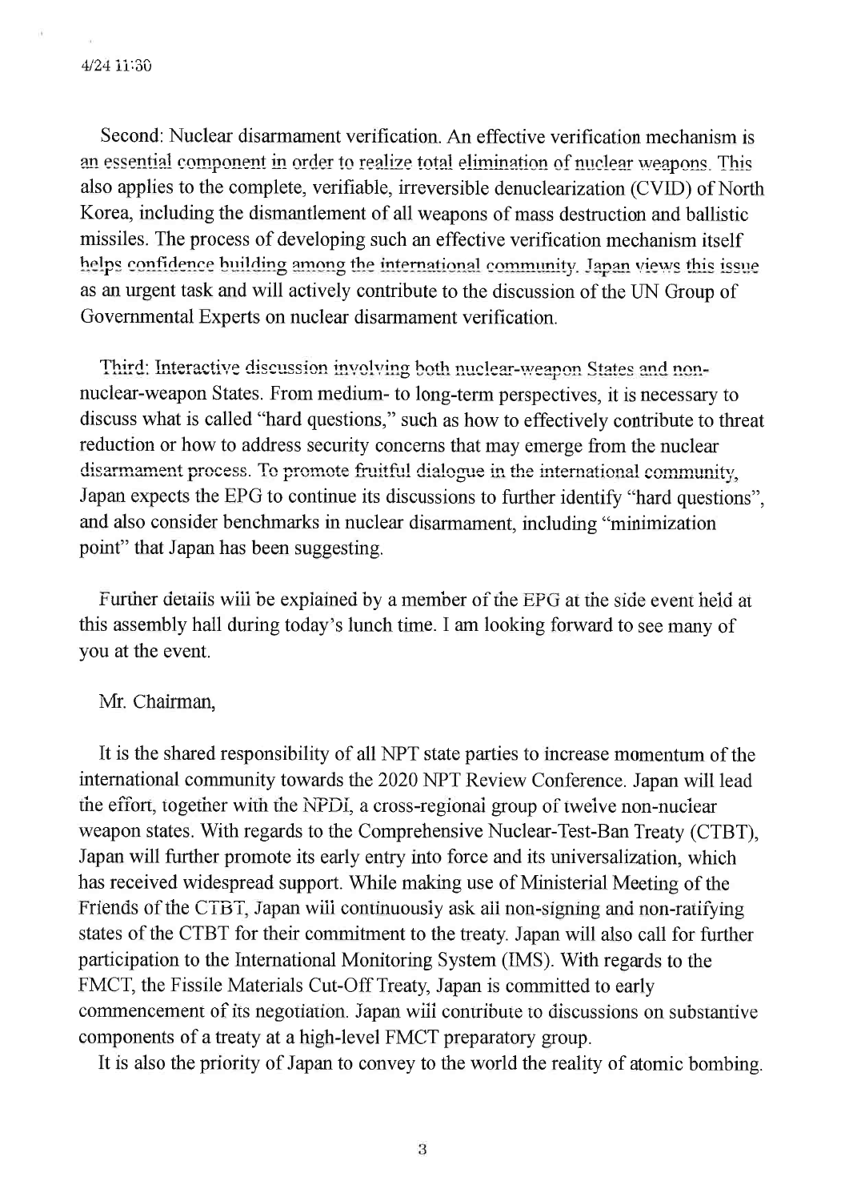Second: Nuclear disarmament verification. An effective verification mechanism is an essential component in order to realize total elimination of nuclear weapons. This also applies to the complete, verifiable, irreversible denuclearization (CVID) of North Korea, including the dismantlement of all weapons of mass destruction and ballistic missiles. The process of developing such an effective verification mechanism itself helps confidence building among the international community. Japan views this issue as an urgent task and will actively contribute to the discussion of the UN Group of Governmental Experts on nuclear disarmament verification.

Third: Interactive discussion involving both nuclear-weapon States and non-nuclear-weapon States. From medium- to long-term perspectives, it is necessary to discuss what is called "hard questions," such as how to effectively contribute to threat reduction or how to address security concerns that may emerge from the nuclear disarmament process. To promote fruitful dialogue in the international community, Japan expects the EPG to continue its discussions to further identify "hard questions", and also consider benchmarks in nuclear disarmament, including "minimization point" that Japan has been suggesting.

Further details will be explained by a member of the EPG at the side event held at this assembly hall during today's lunch time. I am looking forward to see many of you at the event.

Mr. Chairman,

It is the shared responsibility of all NPT state parties to increase momentum of the international community towards the 2020 NPT Review Conference. Japan will lead the effort, together with the NPDI, a cross-regional group of twelve non-nuclear weapon states. With regards to the Comprehensive Nuclear-Test-Ban Treaty (CTBT), Japan will further promote its early entry into force and its universalization, which has received widespread support. While making use of Ministerial Meeting of the Friends of the CTBT, Japan will continuously ask all non-signing and non-ratifying states of the CTBT for their commitment to the treaty. Japan will also call for further participation to the International Monitoring System (IMS). With regards to the FMCT, the Fissile Materials Cut-Off Treaty, Japan is committed to early commencement of its negotiation. Japan will contribute to discussions on substantive components of a treaty at a high-level FMCT preparatory group.

It is also the priority of Japan to convey to the world the reality of atomic bombing.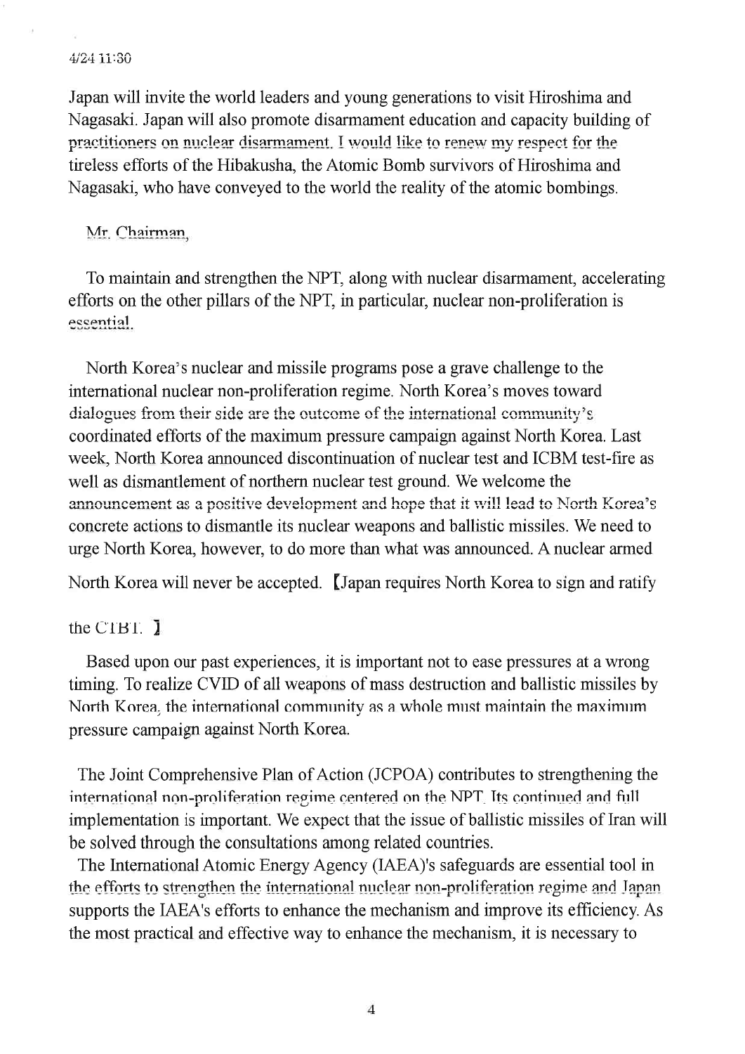Japan will invite the world leaders and young generations to visit Hiroshima and Nagasaki. Japan will also promote disarmament education and capacity building of practitioners on nuclear disarmament. I would like to renew my respect for the tireless efforts of the Hibakusha, the Atomic Bomb survivors of Hiroshima and Nagasaki, who have conveyed to the world the reality of the atomic bombings.

Mr. Chairman,

To maintain and strengthen the NPT, along with nuclear disarmament, accelerating efforts on the other pillars of the NPT, in particular, nuclear non-proliferation is essential.

North Korea's nuclear and missile programs pose a grave challenge to the international nuclear non-proliferation regime. North Korea's moves toward dialogues from their side are the outcome of the international community's coordinated efforts of the maximum pressure campaign against North Korea. Last week, North Korea announced discontinuation of nuclear test and ICBM test-fire as well as dismantlement of northern nuclear test ground. We welcome the announcement as a positive development and hope that it will lead to North Korea's concrete actions to dismantle its nuclear weapons and ballistic missiles. We need to urge North Korea, however, to do more than what was announced. A nuclear armed North Korea will never be accepted. 【Japan requires North Korea to sign and ratify the CTBT. 】

Based upon our past experiences, it is important not to ease pressures at a wrong timing. To realize CVID of all weapons of mass destruction and ballistic missiles by North Korea, the international community as a whole must maintain the maximum pressure campaign against North Korea.

The Joint Comprehensive Plan of Action (JCPOA) contributes to strengthening the international non-proliferation regime centered on the NPT. Its continued and full implementation is important. We expect that the issue of ballistic missiles of Iran will be solved through the consultations among related countries.

The International Atomic Energy Agency (IAEA)'s safeguards are essential tool in the efforts to strengthen the international nuclear non-proliferation regime and Japan supports the IAEA's efforts to enhance the mechanism and improve its efficiency. As the most practical and effective way to enhance the mechanism, it is necessary to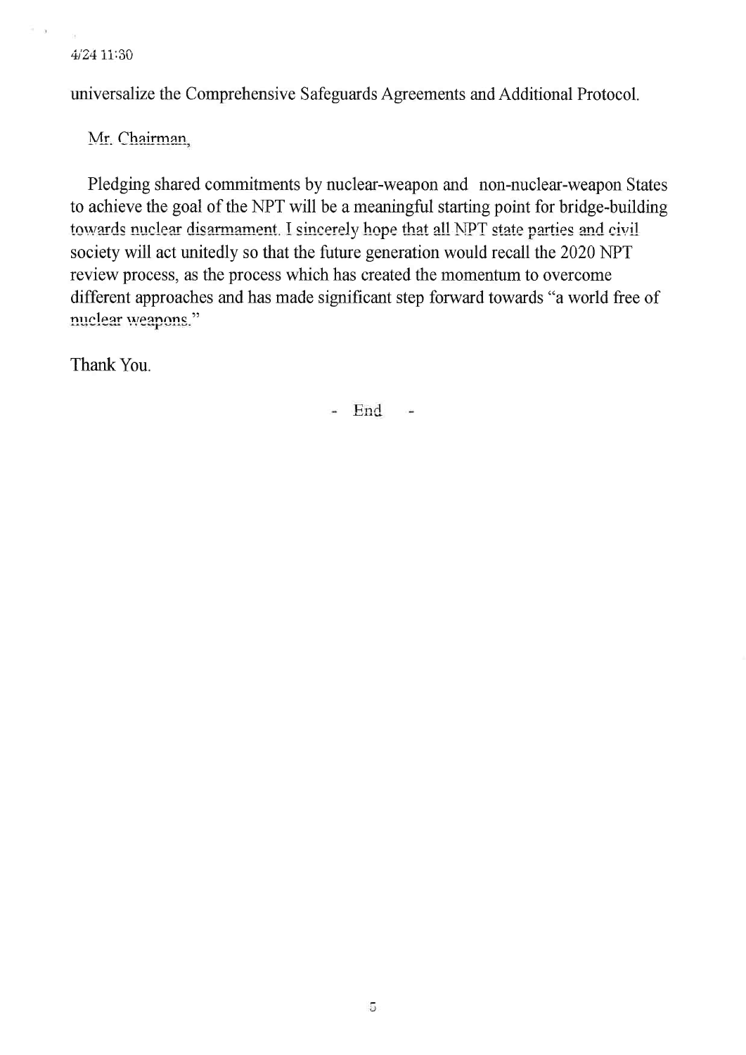universalize the Comprehensive Safeguards Agreements and Additional Protocol.

Mr. Chairman,

Pledging shared commitments by nuclear-weapon and non-nuclear-weapon States to achieve the goal of the NPT will be a meaningful starting point for bridge-building towards nuclear disarmament. I sincerely hope that all NPT state parties and civil society will act unitedly so that the future generation would recall the 2020 NPT review process, as the process which has created the momentum to overcome different approaches and has made significant step forward towards "a world free of nuclear weapons."

Thank You.

- End -